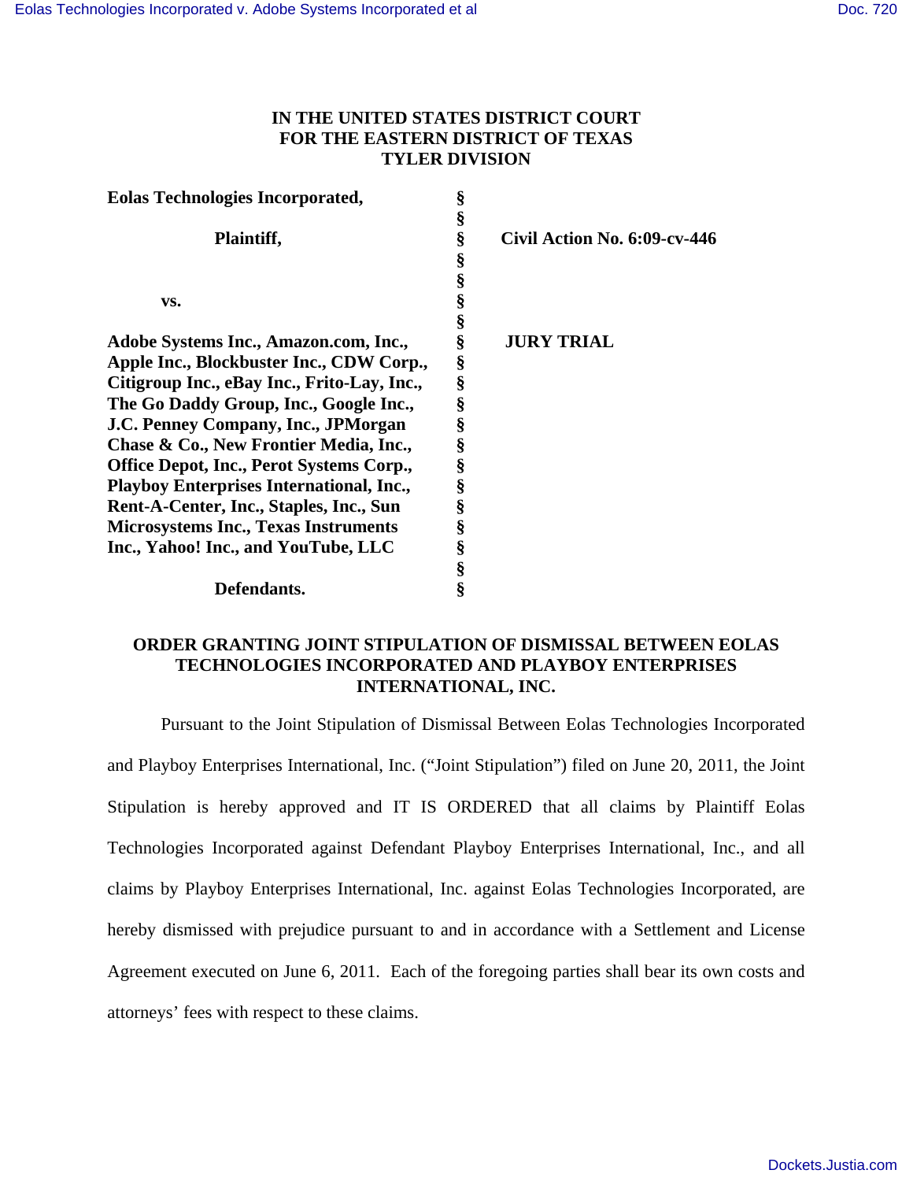**IN THE UNITED STATES DISTRICT COURT**
**FOR THE EASTERN DISTRICT OF TEXAS**
**TYLER DIVISION**

| | | |
|---|---|---|
| **Eolas Technologies Incorporated,** | § | |
| | § | |
| **Plaintiff,** | § | **Civil Action No. 6:09-cv-446** |
| | § | |
| | § | |
| **vs.** | § | |
| | § | |
| **Adobe Systems Inc., Amazon.com, Inc., Apple Inc., Blockbuster Inc., CDW Corp., Citigroup Inc., eBay Inc., Frito-Lay, Inc., The Go Daddy Group, Inc., Google Inc., J.C. Penney Company, Inc., JPMorgan Chase & Co., New Frontier Media, Inc., Office Depot, Inc., Perot Systems Corp., Playboy Enterprises International, Inc., Rent-A-Center, Inc., Staples, Inc., Sun Microsystems Inc., Texas Instruments Inc., Yahoo! Inc., and YouTube, LLC** | § | **JURY TRIAL** |
| | § | |
| **Defendants.** | § | |

**ORDER GRANTING JOINT STIPULATION OF DISMISSAL BETWEEN EOLAS TECHNOLOGIES INCORPORATED AND PLAYBOY ENTERPRISES INTERNATIONAL, INC.**

Pursuant to the Joint Stipulation of Dismissal Between Eolas Technologies Incorporated and Playboy Enterprises International, Inc. ("Joint Stipulation") filed on June 20, 2011, the Joint Stipulation is hereby approved and IT IS ORDERED that all claims by Plaintiff Eolas Technologies Incorporated against Defendant Playboy Enterprises International, Inc., and all claims by Playboy Enterprises International, Inc. against Eolas Technologies Incorporated, are hereby dismissed with prejudice pursuant to and in accordance with a Settlement and License Agreement executed on June 6, 2011. Each of the foregoing parties shall bear its own costs and attorneys' fees with respect to these claims.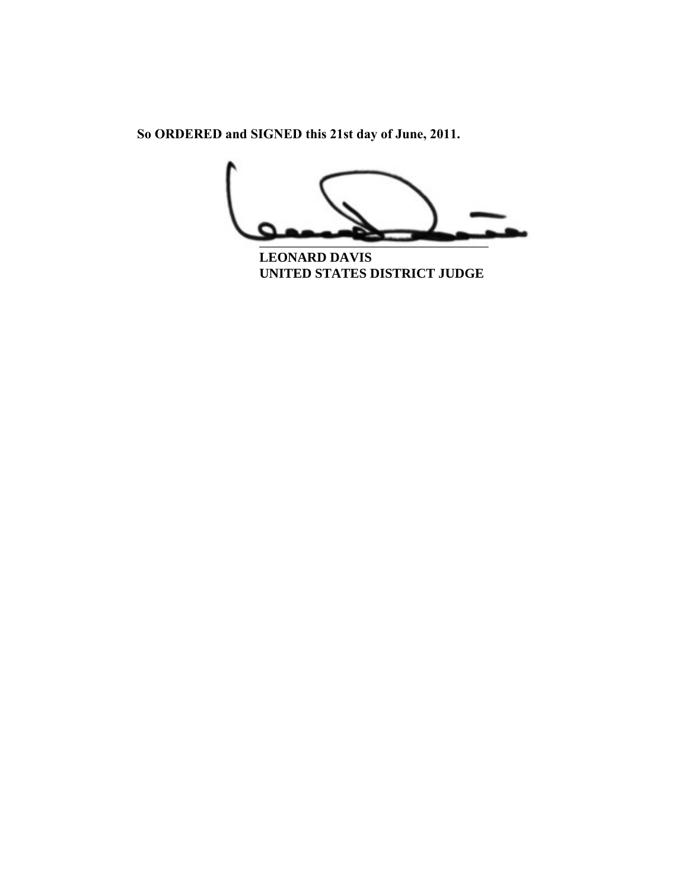**So ORDERED and SIGNED this 21st day of June, 2011.**

\_\_\_\_\_\_\_\_\_\_\_\_\_\_\_\_\_\_\_\_\_\_\_\_\_\_\_\_\_\_\_\_\_\_\_\_\_\_

**LEONARD DAVIS**
**UNITED STATES DISTRICT JUDGE**